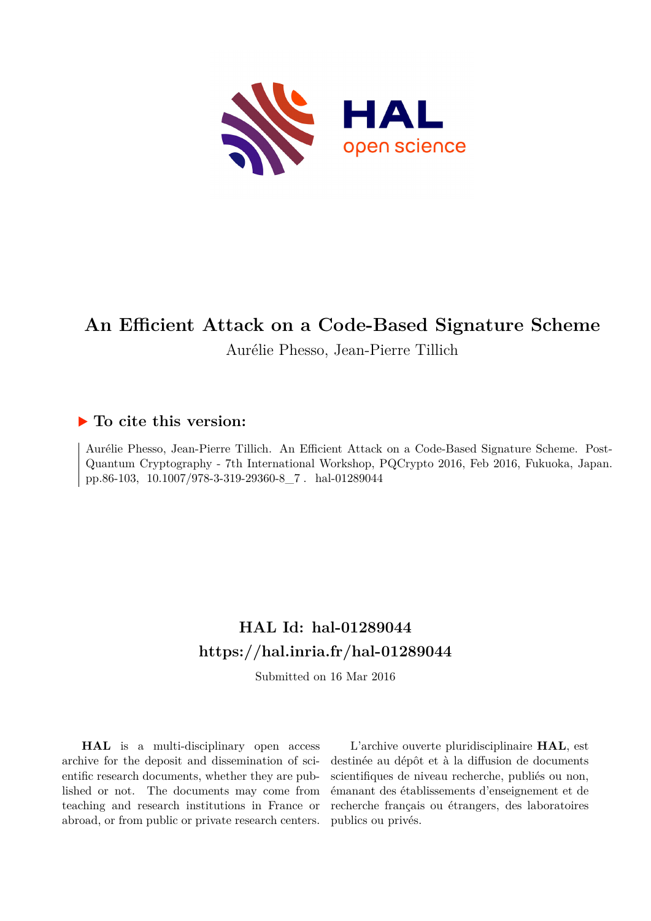# An Efficient Attack on a Code-Based Signature Scheme

Aurélie Phesso, Jean-Pierre Tillich

## ▶ To cite this version:

Aurélie Phesso, Jean-Pierre Tillich. An Efficient Attack on a Code-Based Signature Scheme. Post-Quantum Cryptography - 7th International Workshop, PQCrypto 2016, Feb 2016, Fukuoka, Japan. pp.86-103, 10.1007/978-3-319-29360-8_7 . hal-01289044

## HAL Id: hal-01289044
## https://hal.inria.fr/hal-01289044

Submitted on 16 Mar 2016

**HAL** is a multi-disciplinary open access archive for the deposit and dissemination of scientific research documents, whether they are published or not. The documents may come from teaching and research institutions in France or abroad, or from public or private research centers.

L'archive ouverte pluridisciplinaire **HAL**, est destinée au dépôt et à la diffusion de documents scientifiques de niveau recherche, publiés ou non, émanant des établissements d'enseignement et de recherche français ou étrangers, des laboratoires publics ou privés.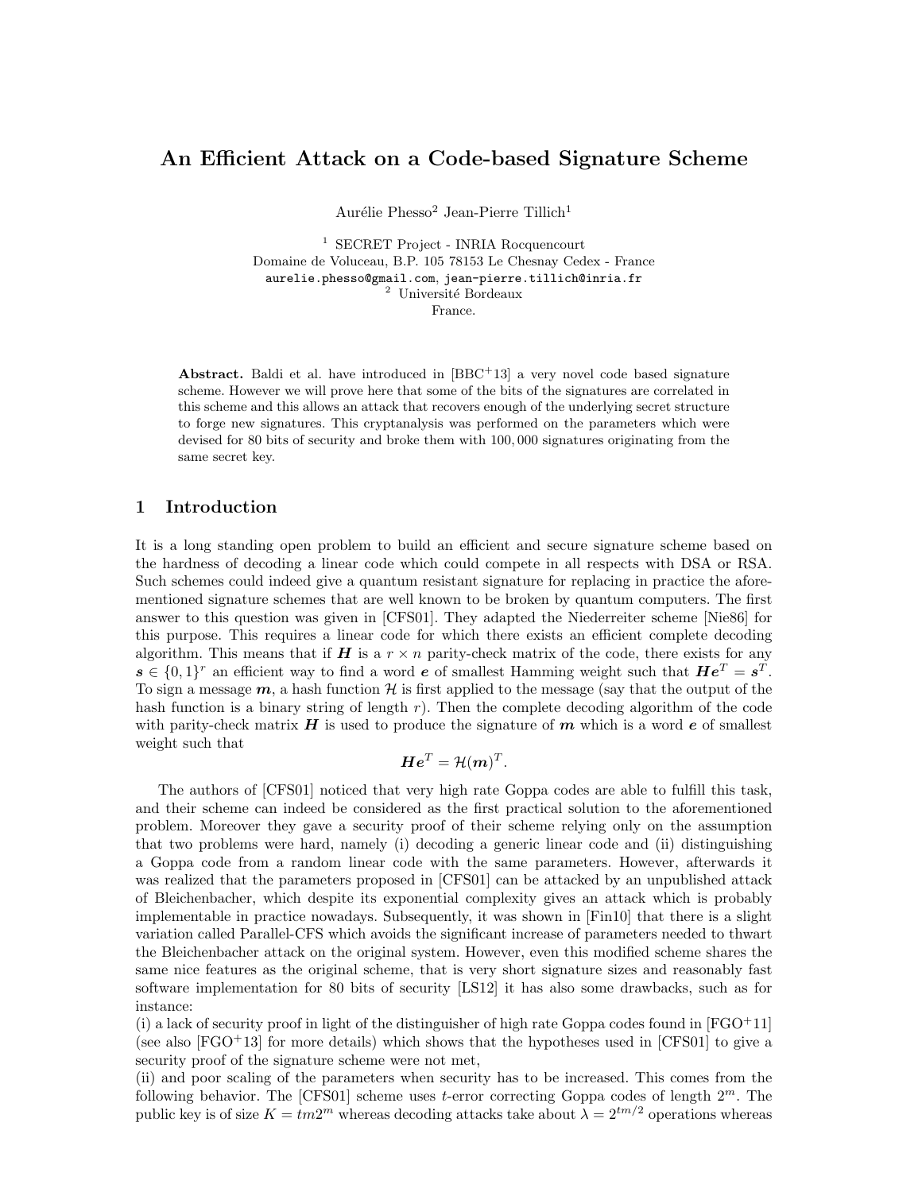# An Efficient Attack on a Code-based Signature Scheme

Aurélie Phesso[2] Jean-Pierre Tillich[1]

[1] SECRET Project - INRIA Rocquencourt
Domaine de Voluceau, B.P. 105 78153 Le Chesnay Cedex - France
aurelie.phesso@gmail.com, jean-pierre.tillich@inria.fr
[2] Université Bordeaux
France.

**Abstract.** Baldi et al. have introduced in [BBC+13] a very novel code based signature scheme. However we will prove here that some of the bits of the signatures are correlated in this scheme and this allows an attack that recovers enough of the underlying secret structure to forge new signatures. This cryptanalysis was performed on the parameters which were devised for 80 bits of security and broke them with 100,000 signatures originating from the same secret key.

## 1 Introduction

It is a long standing open problem to build an efficient and secure signature scheme based on the hardness of decoding a linear code which could compete in all respects with DSA or RSA. Such schemes could indeed give a quantum resistant signature for replacing in practice the aforementioned signature schemes that are well known to be broken by quantum computers. The first answer to this question was given in [CFS01]. They adapted the Niederreiter scheme [Nie86] for this purpose. This requires a linear code for which there exists an efficient complete decoding algorithm. This means that if $\boldsymbol{H}$ is a $r \times n$ parity-check matrix of the code, there exists for any $\boldsymbol{s} \in \{0,1\}^r$ an efficient way to find a word $\boldsymbol{e}$ of smallest Hamming weight such that $\boldsymbol{H}\boldsymbol{e}^T = \boldsymbol{s}^T$. To sign a message $\boldsymbol{m}$, a hash function $\mathcal{H}$ is first applied to the message (say that the output of the hash function is a binary string of length $r$). Then the complete decoding algorithm of the code with parity-check matrix $\boldsymbol{H}$ is used to produce the signature of $\boldsymbol{m}$ which is a word $\boldsymbol{e}$ of smallest weight such that

$$\boldsymbol{H}\boldsymbol{e}^T = \mathcal{H}(\boldsymbol{m})^T.$$

The authors of [CFS01] noticed that very high rate Goppa codes are able to fulfill this task, and their scheme can indeed be considered as the first practical solution to the aforementioned problem. Moreover they gave a security proof of their scheme relying only on the assumption that two problems were hard, namely (i) decoding a generic linear code and (ii) distinguishing a Goppa code from a random linear code with the same parameters. However, afterwards it was realized that the parameters proposed in [CFS01] can be attacked by an unpublished attack of Bleichenbacher, which despite its exponential complexity gives an attack which is probably implementable in practice nowadays. Subsequently, it was shown in [Fin10] that there is a slight variation called Parallel-CFS which avoids the significant increase of parameters needed to thwart the Bleichenbacher attack on the original system. However, even this modified scheme shares the same nice features as the original scheme, that is very short signature sizes and reasonably fast software implementation for 80 bits of security [LS12] it has also some drawbacks, such as for instance:
(i) a lack of security proof in light of the distinguisher of high rate Goppa codes found in [FGO+11] (see also [FGO+13] for more details) which shows that the hypotheses used in [CFS01] to give a security proof of the signature scheme were not met,
(ii) and poor scaling of the parameters when security has to be increased. This comes from the following behavior. The [CFS01] scheme uses $t$-error correcting Goppa codes of length $2^m$. The public key is of size $K = tm2^m$ whereas decoding attacks take about $\lambda = 2^{tm/2}$ operations whereas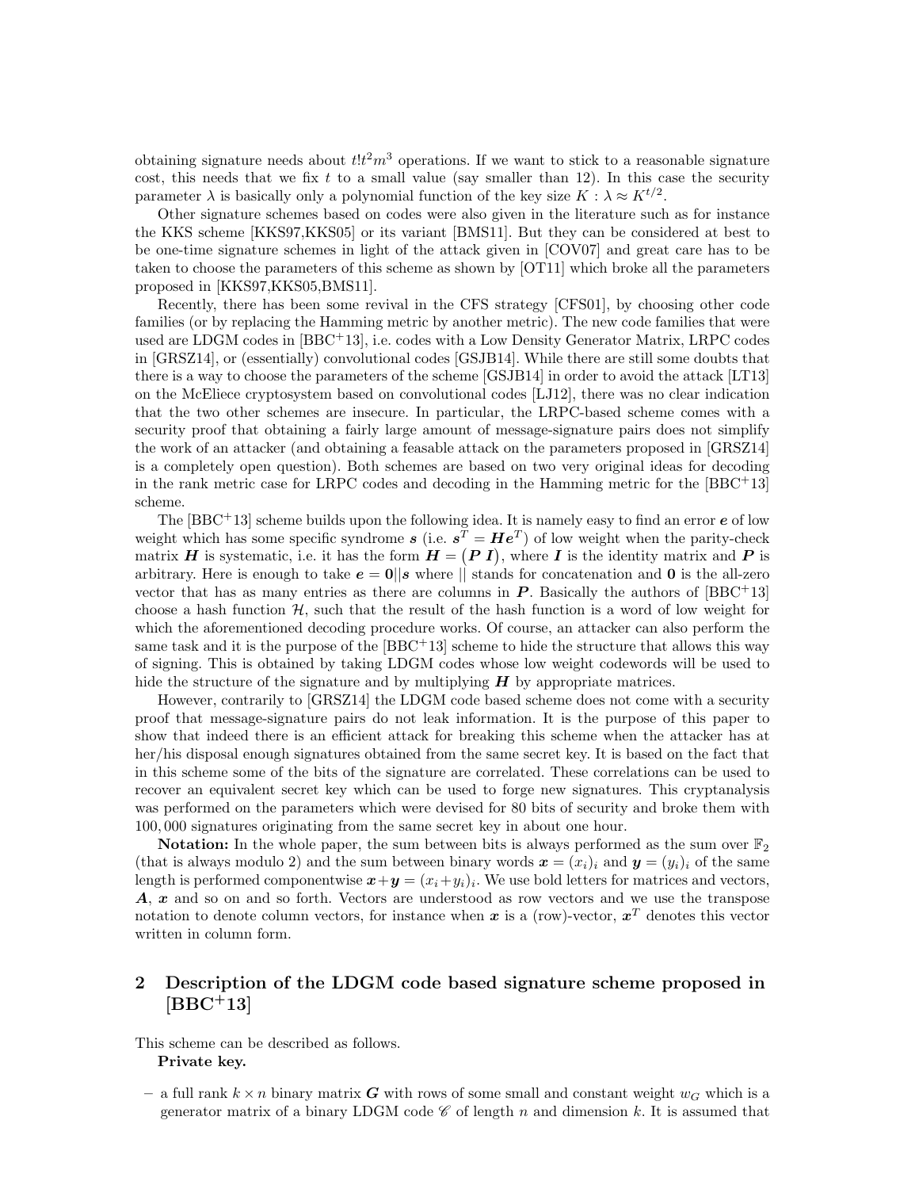obtaining signature needs about $t!t^2m^3$ operations. If we want to stick to a reasonable signature cost, this needs that we fix $t$ to a small value (say smaller than 12). In this case the security parameter $\lambda$ is basically only a polynomial function of the key size $K : \lambda \approx K^{t/2}$.

Other signature schemes based on codes were also given in the literature such as for instance the KKS scheme [KKS97,KKS05] or its variant [BMS11]. But they can be considered at best to be one-time signature schemes in light of the attack given in [COV07] and great care has to be taken to choose the parameters of this scheme as shown by [OT11] which broke all the parameters proposed in [KKS97,KKS05,BMS11].

Recently, there has been some revival in the CFS strategy [CFS01], by choosing other code families (or by replacing the Hamming metric by another metric). The new code families that were used are LDGM codes in [BBC+13], i.e. codes with a Low Density Generator Matrix, LRPC codes in [GRSZ14], or (essentially) convolutional codes [GSJB14]. While there are still some doubts that there is a way to choose the parameters of the scheme [GSJB14] in order to avoid the attack [LT13] on the McEliece cryptosystem based on convolutional codes [LJ12], there was no clear indication that the two other schemes are insecure. In particular, the LRPC-based scheme comes with a security proof that obtaining a fairly large amount of message-signature pairs does not simplify the work of an attacker (and obtaining a feasable attack on the parameters proposed in [GRSZ14] is a completely open question). Both schemes are based on two very original ideas for decoding in the rank metric case for LRPC codes and decoding in the Hamming metric for the [BBC+13] scheme.

The [BBC+13] scheme builds upon the following idea. It is namely easy to find an error $\boldsymbol{e}$ of low weight which has some specific syndrome $\boldsymbol{s}$ (i.e. $\boldsymbol{s}^T = \boldsymbol{H}\boldsymbol{e}^T$) of low weight when the parity-check matrix $\boldsymbol{H}$ is systematic, i.e. it has the form $\boldsymbol{H} = \begin{pmatrix}\boldsymbol{P} & \boldsymbol{I}\end{pmatrix}$, where $\boldsymbol{I}$ is the identity matrix and $\boldsymbol{P}$ is arbitrary. Here is enough to take $\boldsymbol{e} = \boldsymbol{0}||\boldsymbol{s}$ where $||$ stands for concatenation and $\boldsymbol{0}$ is the all-zero vector that has as many entries as there are columns in $\boldsymbol{P}$. Basically the authors of [BBC+13] choose a hash function $\mathcal{H}$, such that the result of the hash function is a word of low weight for which the aforementioned decoding procedure works. Of course, an attacker can also perform the same task and it is the purpose of the [BBC+13] scheme to hide the structure that allows this way of signing. This is obtained by taking LDGM codes whose low weight codewords will be used to hide the structure of the signature and by multiplying $\boldsymbol{H}$ by appropriate matrices.

However, contrarily to [GRSZ14] the LDGM code based scheme does not come with a security proof that message-signature pairs do not leak information. It is the purpose of this paper to show that indeed there is an efficient attack for breaking this scheme when the attacker has at her/his disposal enough signatures obtained from the same secret key. It is based on the fact that in this scheme some of the bits of the signature are correlated. These correlations can be used to recover an equivalent secret key which can be used to forge new signatures. This cryptanalysis was performed on the parameters which were devised for 80 bits of security and broke them with 100,000 signatures originating from the same secret key in about one hour.

**Notation:** In the whole paper, the sum between bits is always performed as the sum over $\mathbb{F}_2$ (that is always modulo 2) and the sum between binary words $\boldsymbol{x} = (x_i)_i$ and $\boldsymbol{y} = (y_i)_i$ of the same length is performed componentwise $\boldsymbol{x}+\boldsymbol{y} = (x_i+y_i)_i$. We use bold letters for matrices and vectors, $\boldsymbol{A}$, $\boldsymbol{x}$ and so on and so forth. Vectors are understood as row vectors and we use the transpose notation to denote column vectors, for instance when $\boldsymbol{x}$ is a (row)-vector, $\boldsymbol{x}^T$ denotes this vector written in column form.

## 2 Description of the LDGM code based signature scheme proposed in [BBC+13]

This scheme can be described as follows.

**Private key.**

- a full rank $k \times n$ binary matrix $\boldsymbol{G}$ with rows of some small and constant weight $w_G$ which is a generator matrix of a binary LDGM code $\mathscr{C}$ of length $n$ and dimension $k$. It is assumed that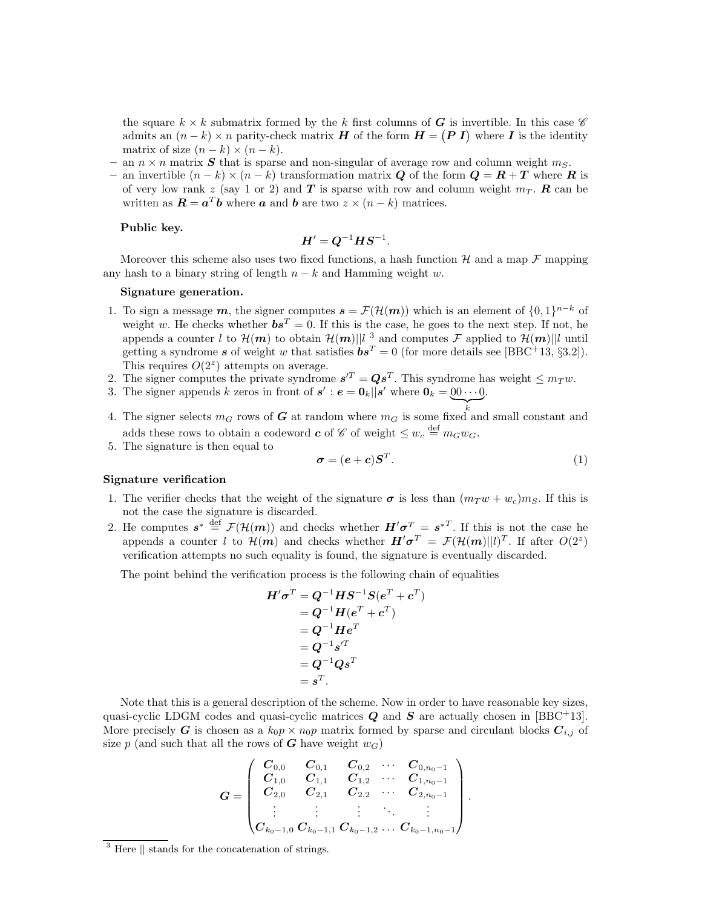the square $k \times k$ submatrix formed by the $k$ first columns of $\boldsymbol{G}$ is invertible. In this case $\mathscr{C}$ admits an $(n-k) \times n$ parity-check matrix $\boldsymbol{H}$ of the form $\boldsymbol{H} = \begin{pmatrix} \boldsymbol{P} \ \boldsymbol{I} \end{pmatrix}$ where $\boldsymbol{I}$ is the identity matrix of size $(n-k) \times (n-k)$.

- an $n \times n$ matrix $\boldsymbol{S}$ that is sparse and non-singular of average row and column weight $m_S$.
- an invertible $(n-k) \times (n-k)$ transformation matrix $\boldsymbol{Q}$ of the form $\boldsymbol{Q} = \boldsymbol{R} + \boldsymbol{T}$ where $\boldsymbol{R}$ is of very low rank $z$ (say 1 or 2) and $\boldsymbol{T}$ is sparse with row and column weight $m_T$. $\boldsymbol{R}$ can be written as $\boldsymbol{R} = \boldsymbol{a}^T \boldsymbol{b}$ where $\boldsymbol{a}$ and $\boldsymbol{b}$ are two $z \times (n-k)$ matrices.

**Public key.**

$$\boldsymbol{H}' = \boldsymbol{Q}^{-1} \boldsymbol{H} \boldsymbol{S}^{-1}.$$

Moreover this scheme also uses two fixed functions, a hash function $\mathcal{H}$ and a map $\mathcal{F}$ mapping any hash to a binary string of length $n-k$ and Hamming weight $w$.

**Signature generation.**

1. To sign a message $\boldsymbol{m}$, the signer computes $\boldsymbol{s} = \mathcal{F}(\mathcal{H}(\boldsymbol{m}))$ which is an element of $\{0,1\}^{n-k}$ of weight $w$. He checks whether $\boldsymbol{b}\boldsymbol{s}^T = 0$. If this is the case, he goes to the next step. If not, he appends a counter $l$ to $\mathcal{H}(\boldsymbol{m})$ to obtain $\mathcal{H}(\boldsymbol{m})||l$ [3] and computes $\mathcal{F}$ applied to $\mathcal{H}(\boldsymbol{m})||l$ until getting a syndrome $\boldsymbol{s}$ of weight $w$ that satisfies $\boldsymbol{b}\boldsymbol{s}^T = 0$ (for more details see [BBC<sup>+</sup>13, §3.2]). This requires $O(2^z)$ attempts on average.
2. The signer computes the private syndrome $\boldsymbol{s}'^T = \boldsymbol{Q}\boldsymbol{s}^T$. This syndrome has weight $\leq m_T w$.
3. The signer appends $k$ zeros in front of $\boldsymbol{s}'$ : $\boldsymbol{e} = \boldsymbol{0}_k || \boldsymbol{s}'$ where $\boldsymbol{0}_k = \underbrace{00 \cdots 0}_{k}$.
4. The signer selects $m_G$ rows of $\boldsymbol{G}$ at random where $m_G$ is some fixed and small constant and adds these rows to obtain a codeword $\boldsymbol{c}$ of $\mathscr{C}$ of weight $\leq w_c \stackrel{\text{def}}{=} m_G w_G$.
5. The signature is then equal to
$$\boldsymbol{\sigma} = (\boldsymbol{e} + \boldsymbol{c})\boldsymbol{S}^T. \tag{1}$$

**Signature verification**

1. The verifier checks that the weight of the signature $\boldsymbol{\sigma}$ is less than $(m_T w + w_c) m_S$. If this is not the case the signature is discarded.
2. He computes $\boldsymbol{s}^* \stackrel{\text{def}}{=} \mathcal{F}(\mathcal{H}(\boldsymbol{m}))$ and checks whether $\boldsymbol{H}'\boldsymbol{\sigma}^T = \boldsymbol{s}^{*T}$. If this is not the case he appends a counter $l$ to $\mathcal{H}(\boldsymbol{m})$ and checks whether $\boldsymbol{H}'\boldsymbol{\sigma}^T = \mathcal{F}(\mathcal{H}(\boldsymbol{m})||l)^T$. If after $O(2^z)$ verification attempts no such equality is found, the signature is eventually discarded.

The point behind the verification process is the following chain of equalities

$$\begin{aligned}
\boldsymbol{H}'\boldsymbol{\sigma}^T &= \boldsymbol{Q}^{-1}\boldsymbol{H}\boldsymbol{S}^{-1}\boldsymbol{S}(\boldsymbol{e}^T + \boldsymbol{c}^T) \\
&= \boldsymbol{Q}^{-1}\boldsymbol{H}(\boldsymbol{e}^T + \boldsymbol{c}^T) \\
&= \boldsymbol{Q}^{-1}\boldsymbol{H}\boldsymbol{e}^T \\
&= \boldsymbol{Q}^{-1}\boldsymbol{s}'^T \\
&= \boldsymbol{Q}^{-1}\boldsymbol{Q}\boldsymbol{s}^T \\
&= \boldsymbol{s}^T.
\end{aligned}$$

Note that this is a general description of the scheme. Now in order to have reasonable key sizes, quasi-cyclic LDGM codes and quasi-cyclic matrices $\boldsymbol{Q}$ and $\boldsymbol{S}$ are actually chosen in [BBC<sup>+</sup>13]. More precisely $\boldsymbol{G}$ is chosen as a $k_0 p \times n_0 p$ matrix formed by sparse and circulant blocks $\boldsymbol{C}_{i,j}$ of size $p$ (and such that all the rows of $\boldsymbol{G}$ have weight $w_G$)

$$\boldsymbol{G} = \begin{pmatrix}
\boldsymbol{C}_{0,0} & \boldsymbol{C}_{0,1} & \boldsymbol{C}_{0,2} & \cdots & \boldsymbol{C}_{0,n_0-1} \\
\boldsymbol{C}_{1,0} & \boldsymbol{C}_{1,1} & \boldsymbol{C}_{1,2} & \cdots & \boldsymbol{C}_{1,n_0-1} \\
\boldsymbol{C}_{2,0} & \boldsymbol{C}_{2,1} & \boldsymbol{C}_{2,2} & \cdots & \boldsymbol{C}_{2,n_0-1} \\
\vdots & \vdots & \vdots & \ddots & \vdots \\
\boldsymbol{C}_{k_0-1,0} & \boldsymbol{C}_{k_0-1,1} & \boldsymbol{C}_{k_0-1,2} & \cdots & \boldsymbol{C}_{k_0-1,n_0-1}
\end{pmatrix}.$$

[3] Here || stands for the concatenation of strings.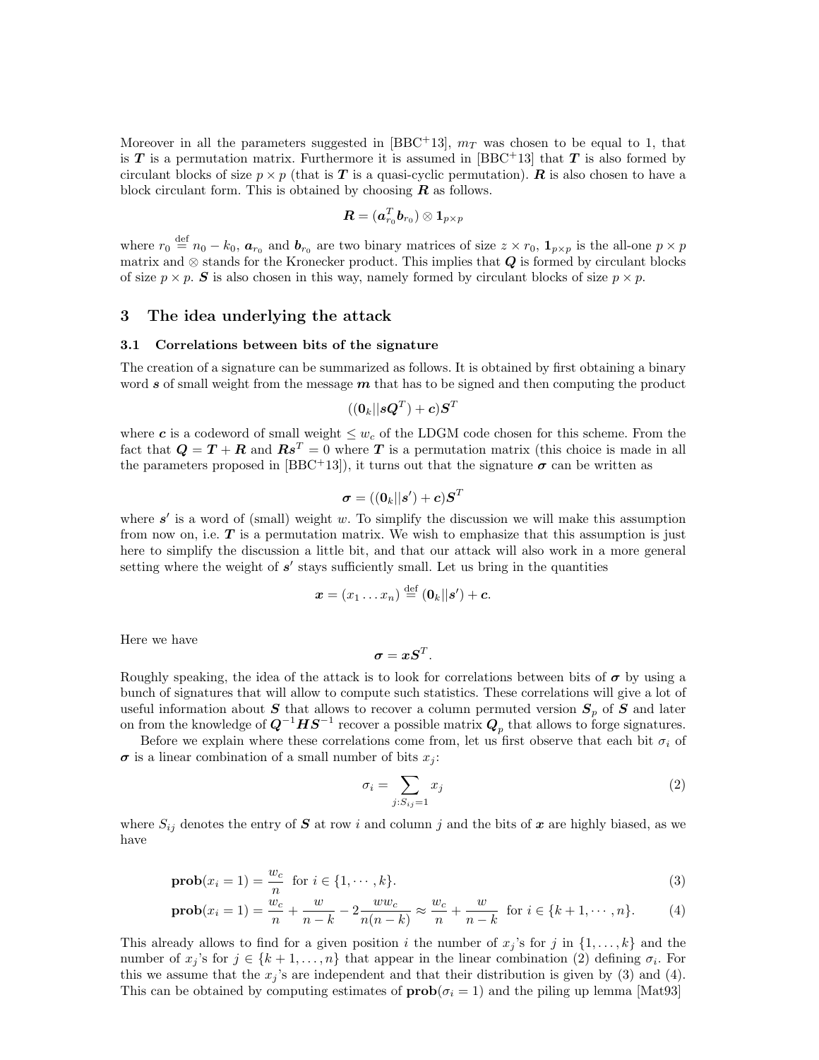Moreover in all the parameters suggested in [BBC+13], $m_T$ was chosen to be equal to 1, that is $\boldsymbol{T}$ is a permutation matrix. Furthermore it is assumed in [BBC+13] that $\boldsymbol{T}$ is also formed by circulant blocks of size $p \times p$ (that is $\boldsymbol{T}$ is a quasi-cyclic permutation). $\boldsymbol{R}$ is also chosen to have a block circulant form. This is obtained by choosing $\boldsymbol{R}$ as follows.

$$\boldsymbol{R} = (\boldsymbol{a}_{r_0}^T \boldsymbol{b}_{r_0}) \otimes \mathbf{1}_{p \times p}$$

where $r_0 \stackrel{\text{def}}{=} n_0 - k_0$, $\boldsymbol{a}_{r_0}$ and $\boldsymbol{b}_{r_0}$ are two binary matrices of size $z \times r_0$, $\mathbf{1}_{p \times p}$ is the all-one $p \times p$ matrix and $\otimes$ stands for the Kronecker product. This implies that $\boldsymbol{Q}$ is formed by circulant blocks of size $p \times p$. $\boldsymbol{S}$ is also chosen in this way, namely formed by circulant blocks of size $p \times p$.

## 3 The idea underlying the attack

### 3.1 Correlations between bits of the signature

The creation of a signature can be summarized as follows. It is obtained by first obtaining a binary word $\boldsymbol{s}$ of small weight from the message $\boldsymbol{m}$ that has to be signed and then computing the product

$$((\mathbf{0}_k || \boldsymbol{s}\boldsymbol{Q}^T) + \boldsymbol{c})\boldsymbol{S}^T$$

where $\boldsymbol{c}$ is a codeword of small weight $\leq w_c$ of the LDGM code chosen for this scheme. From the fact that $\boldsymbol{Q} = \boldsymbol{T} + \boldsymbol{R}$ and $\boldsymbol{R}\boldsymbol{s}^T = 0$ where $\boldsymbol{T}$ is a permutation matrix (this choice is made in all the parameters proposed in [BBC+13]), it turns out that the signature $\boldsymbol{\sigma}$ can be written as

$$\boldsymbol{\sigma} = ((\mathbf{0}_k || \boldsymbol{s}') + \boldsymbol{c})\boldsymbol{S}^T$$

where $\boldsymbol{s}'$ is a word of (small) weight $w$. To simplify the discussion we will make this assumption from now on, i.e. $\boldsymbol{T}$ is a permutation matrix. We wish to emphasize that this assumption is just here to simplify the discussion a little bit, and that our attack will also work in a more general setting where the weight of $\boldsymbol{s}'$ stays sufficiently small. Let us bring in the quantities

$$\boldsymbol{x} = (x_1 \dots x_n) \stackrel{\text{def}}{=} (\mathbf{0}_k || \boldsymbol{s}') + \boldsymbol{c}.$$

Here we have

$$\boldsymbol{\sigma} = \boldsymbol{x}\boldsymbol{S}^T.$$

Roughly speaking, the idea of the attack is to look for correlations between bits of $\boldsymbol{\sigma}$ by using a bunch of signatures that will allow to compute such statistics. These correlations will give a lot of useful information about $\boldsymbol{S}$ that allows to recover a column permuted version $\boldsymbol{S}_p$ of $\boldsymbol{S}$ and later on from the knowledge of $\boldsymbol{Q}^{-1}\boldsymbol{H}\boldsymbol{S}^{-1}$ recover a possible matrix $\boldsymbol{Q}_p$ that allows to forge signatures.

Before we explain where these correlations come from, let us first observe that each bit $\sigma_i$ of $\boldsymbol{\sigma}$ is a linear combination of a small number of bits $x_j$:

$$\sigma_i = \sum_{j:S_{ij}=1} x_j \tag{2}$$

where $S_{ij}$ denotes the entry of $\boldsymbol{S}$ at row $i$ and column $j$ and the bits of $\boldsymbol{x}$ are highly biased, as we have

$$\mathbf{prob}(x_i = 1) = \frac{w_c}{n} \quad \text{for } i \in \{1, \cdots, k\}. \tag{3}$$

$$\mathbf{prob}(x_i = 1) = \frac{w_c}{n} + \frac{w}{n-k} - 2\frac{ww_c}{n(n-k)} \approx \frac{w_c}{n} + \frac{w}{n-k} \quad \text{for } i \in \{k+1, \cdots, n\}. \tag{4}$$

This already allows to find for a given position $i$ the number of $x_j$'s for $j$ in $\{1, \dots, k\}$ and the number of $x_j$'s for $j \in \{k+1, \dots, n\}$ that appear in the linear combination (2) defining $\sigma_i$. For this we assume that the $x_j$'s are independent and that their distribution is given by (3) and (4). This can be obtained by computing estimates of $\mathbf{prob}(\sigma_i = 1)$ and the piling up lemma [Mat93]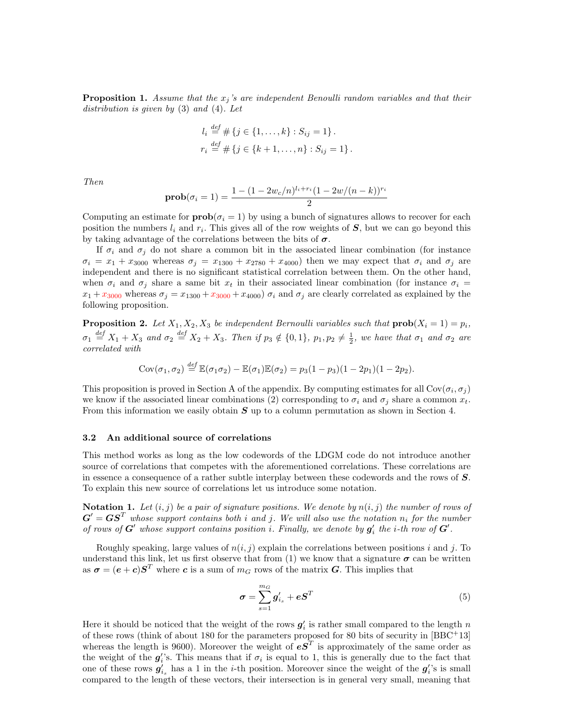**Proposition 1.** *Assume that the $x_j$'s are independent Benoulli random variables and that their distribution is given by (3) and (4). Let*

$$l_i \stackrel{def}{=} \# \{j \in \{1, \ldots, k\} : S_{ij} = 1\}.$$
$$r_i \stackrel{def}{=} \# \{j \in \{k+1, \ldots, n\} : S_{ij} = 1\}.$$

*Then*

$$\mathbf{prob}(\sigma_i = 1) = \frac{1 - (1 - 2w_c/n)^{l_i + r_i}(1 - 2w/(n-k))^{r_i}}{2}$$

Computing an estimate for $\mathbf{prob}(\sigma_i = 1)$ by using a bunch of signatures allows to recover for each position the numbers $l_i$ and $r_i$. This gives all of the row weights of $\boldsymbol{S}$, but we can go beyond this by taking advantage of the correlations between the bits of $\boldsymbol{\sigma}$.

If $\sigma_i$ and $\sigma_j$ do not share a common bit in the associated linear combination (for instance $\sigma_i = x_1 + x_{3000}$ whereas $\sigma_j = x_{1300} + x_{2780} + x_{4000}$) then we may expect that $\sigma_i$ and $\sigma_j$ are independent and there is no significant statistical correlation between them. On the other hand, when $\sigma_i$ and $\sigma_j$ share a same bit $x_t$ in their associated linear combination (for instance $\sigma_i = x_1 + x_{3000}$ whereas $\sigma_j = x_{1300} + x_{3000} + x_{4000}$) $\sigma_i$ and $\sigma_j$ are clearly correlated as explained by the following proposition.

**Proposition 2.** *Let $X_1, X_2, X_3$ be independent Bernoulli variables such that $\mathbf{prob}(X_i = 1) = p_i$, $\sigma_1 \stackrel{def}{=} X_1 + X_3$ and $\sigma_2 \stackrel{def}{=} X_2 + X_3$. Then if $p_3 \notin \{0, 1\}$, $p_1, p_2 \neq \frac{1}{2}$, we have that $\sigma_1$ and $\sigma_2$ are correlated with*

$$\mathrm{Cov}(\sigma_1, \sigma_2) \stackrel{def}{=} \mathbb{E}(\sigma_1 \sigma_2) - \mathbb{E}(\sigma_1)\mathbb{E}(\sigma_2) = p_3(1 - p_3)(1 - 2p_1)(1 - 2p_2).$$

This proposition is proved in Section A of the appendix. By computing estimates for all $\mathrm{Cov}(\sigma_i, \sigma_j)$ we know if the associated linear combinations (2) corresponding to $\sigma_i$ and $\sigma_j$ share a common $x_t$. From this information we easily obtain $\boldsymbol{S}$ up to a column permutation as shown in Section 4.

### 3.2 An additional source of correlations

This method works as long as the low codewords of the LDGM code do not introduce another source of correlations that competes with the aforementioned correlations. These correlations are in essence a consequence of a rather subtle interplay between these codewords and the rows of $\boldsymbol{S}$. To explain this new source of correlations let us introduce some notation.

**Notation 1.** *Let $(i, j)$ be a pair of signature positions. We denote by $n(i, j)$ the number of rows of $\boldsymbol{G}' = \boldsymbol{G}\boldsymbol{S}^T$ whose support contains both $i$ and $j$. We will also use the notation $n_i$ for the number of rows of $\boldsymbol{G}'$ whose support contains position $i$. Finally, we denote by $\boldsymbol{g}'_i$ the $i$-th row of $\boldsymbol{G}'$.*

Roughly speaking, large values of $n(i, j)$ explain the correlations between positions $i$ and $j$. To understand this link, let us first observe that from (1) we know that a signature $\boldsymbol{\sigma}$ can be written as $\boldsymbol{\sigma} = (\boldsymbol{e} + \boldsymbol{c})\boldsymbol{S}^T$ where $\boldsymbol{c}$ is a sum of $m_G$ rows of the matrix $\boldsymbol{G}$. This implies that

$$\boldsymbol{\sigma} = \sum_{s=1}^{m_G} \boldsymbol{g}'_{i_s} + \boldsymbol{e}\boldsymbol{S}^T \tag{5}$$

Here it should be noticed that the weight of the rows $\boldsymbol{g}'_i$ is rather small compared to the length $n$ of these rows (think of about 180 for the parameters proposed for 80 bits of security in [BBC+13] whereas the length is 9600). Moreover the weight of $\boldsymbol{e}\boldsymbol{S}^T$ is approximately of the same order as the weight of the $\boldsymbol{g}'_i$'s. This means that if $\sigma_i$ is equal to 1, this is generally due to the fact that one of these rows $\boldsymbol{g}'_{i_s}$ has a 1 in the $i$-th position. Moreover since the weight of the $\boldsymbol{g}'_i$'s is small compared to the length of these vectors, their intersection is in general very small, meaning that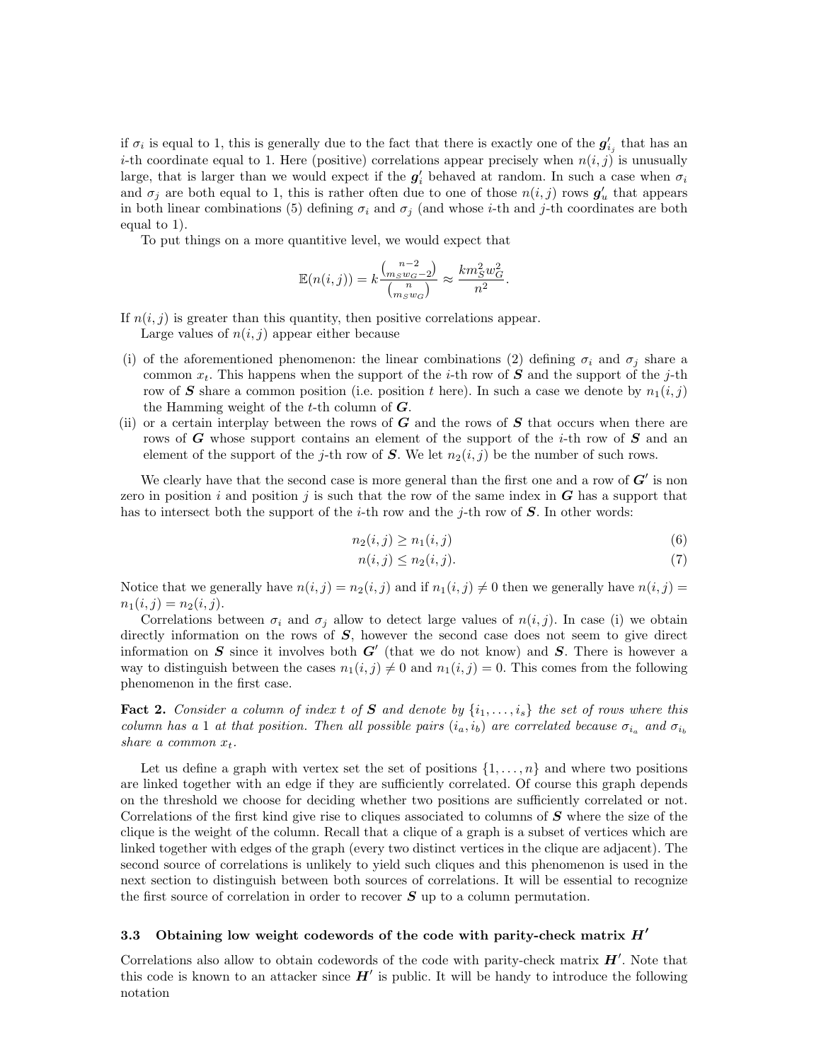if $\sigma_i$ is equal to 1, this is generally due to the fact that there is exactly one of the $\boldsymbol{g}'_{i_j}$ that has an $i$-th coordinate equal to 1. Here (positive) correlations appear precisely when $n(i,j)$ is unusually large, that is larger than we would expect if the $\boldsymbol{g}'_i$ behaved at random. In such a case when $\sigma_i$ and $\sigma_j$ are both equal to 1, this is rather often due to one of those $n(i,j)$ rows $\boldsymbol{g}'_u$ that appears in both linear combinations (5) defining $\sigma_i$ and $\sigma_j$ (and whose $i$-th and $j$-th coordinates are both equal to 1).

To put things on a more quantitive level, we would expect that

$$\mathbb{E}(n(i,j)) = k\frac{\binom{n-2}{m_S w_G - 2}}{\binom{n}{m_S w_G}} \approx \frac{k m_S^2 w_G^2}{n^2}.$$

If $n(i,j)$ is greater than this quantity, then positive correlations appear.

Large values of $n(i,j)$ appear either because

(i) of the aforementioned phenomenon: the linear combinations (2) defining $\sigma_i$ and $\sigma_j$ share a common $x_t$. This happens when the support of the $i$-th row of $\boldsymbol{S}$ and the support of the $j$-th row of $\boldsymbol{S}$ share a common position (i.e. position $t$ here). In such a case we denote by $n_1(i,j)$ the Hamming weight of the $t$-th column of $\boldsymbol{G}$.

(ii) or a certain interplay between the rows of $\boldsymbol{G}$ and the rows of $\boldsymbol{S}$ that occurs when there are rows of $\boldsymbol{G}$ whose support contains an element of the support of the $i$-th row of $\boldsymbol{S}$ and an element of the support of the $j$-th row of $\boldsymbol{S}$. We let $n_2(i,j)$ be the number of such rows.

We clearly have that the second case is more general than the first one and a row of $\boldsymbol{G}'$ is non zero in position $i$ and position $j$ is such that the row of the same index in $\boldsymbol{G}$ has a support that has to intersect both the support of the $i$-th row and the $j$-th row of $\boldsymbol{S}$. In other words:

$$n_2(i,j) \geq n_1(i,j) \tag{6}$$

$$n(i,j) \leq n_2(i,j). \tag{7}$$

Notice that we generally have $n(i,j) = n_2(i,j)$ and if $n_1(i,j) \neq 0$ then we generally have $n(i,j) = n_1(i,j) = n_2(i,j)$.

Correlations between $\sigma_i$ and $\sigma_j$ allow to detect large values of $n(i,j)$. In case (i) we obtain directly information on the rows of $\boldsymbol{S}$, however the second case does not seem to give direct information on $\boldsymbol{S}$ since it involves both $\boldsymbol{G}'$ (that we do not know) and $\boldsymbol{S}$. There is however a way to distinguish between the cases $n_1(i,j) \neq 0$ and $n_1(i,j) = 0$. This comes from the following phenomenon in the first case.

**Fact 2.** *Consider a column of index $t$ of $\boldsymbol{S}$ and denote by $\{i_1, \dots, i_s\}$ the set of rows where this column has a 1 at that position. Then all possible pairs $(i_a, i_b)$ are correlated because $\sigma_{i_a}$ and $\sigma_{i_b}$ share a common $x_t$.*

Let us define a graph with vertex set the set of positions $\{1, \dots, n\}$ and where two positions are linked together with an edge if they are sufficiently correlated. Of course this graph depends on the threshold we choose for deciding whether two positions are sufficiently correlated or not. Correlations of the first kind give rise to cliques associated to columns of $\boldsymbol{S}$ where the size of the clique is the weight of the column. Recall that a clique of a graph is a subset of vertices which are linked together with edges of the graph (every two distinct vertices in the clique are adjacent). The second source of correlations is unlikely to yield such cliques and this phenomenon is used in the next section to distinguish between both sources of correlations. It will be essential to recognize the first source of correlation in order to recover $\boldsymbol{S}$ up to a column permutation.

### 3.3 Obtaining low weight codewords of the code with parity-check matrix $\boldsymbol{H}'$

Correlations also allow to obtain codewords of the code with parity-check matrix $\boldsymbol{H}'$. Note that this code is known to an attacker since $\boldsymbol{H}'$ is public. It will be handy to introduce the following notation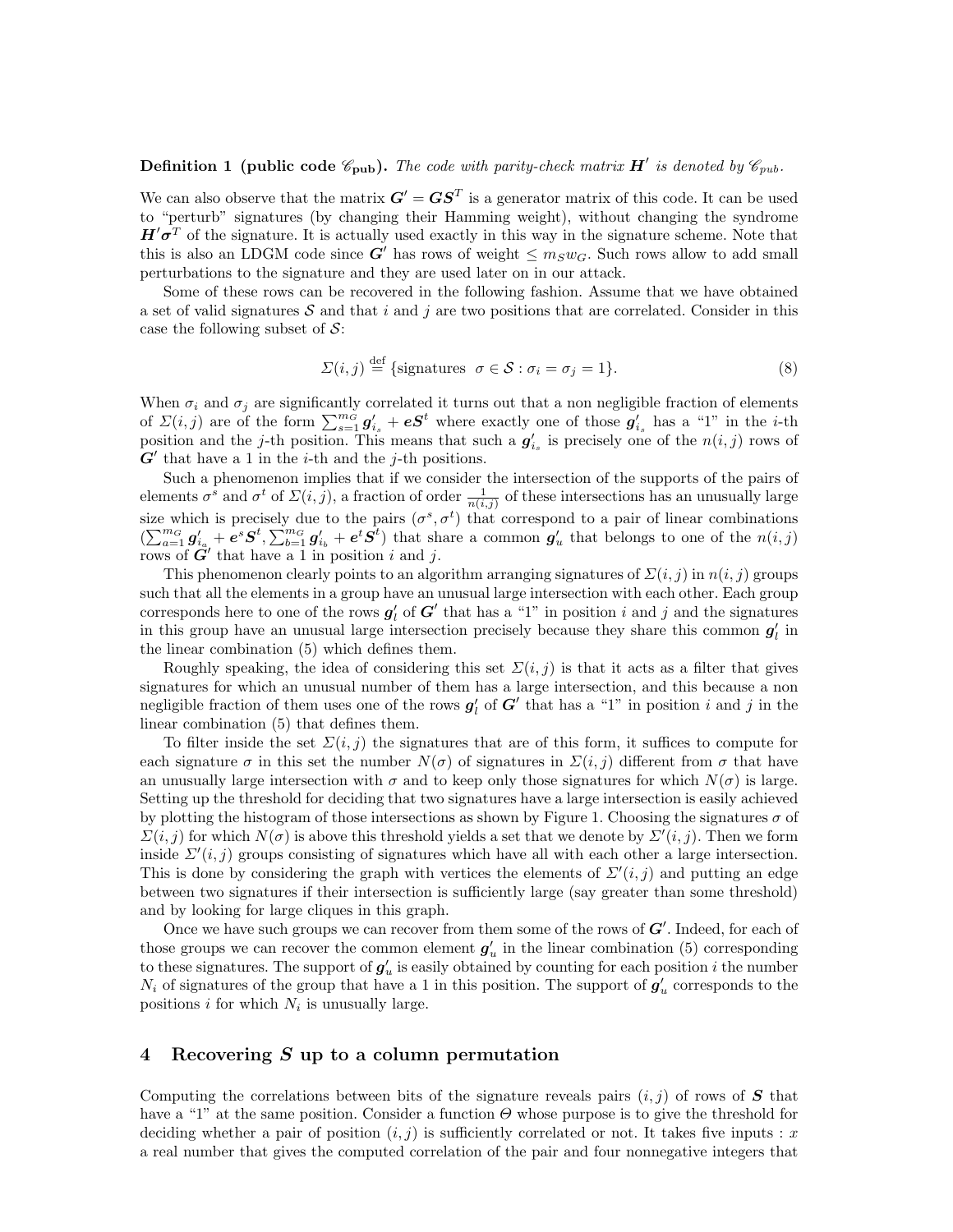**Definition 1 (public code $\mathscr{C}_{\mathbf{pub}}$).** *The code with parity-check matrix $\boldsymbol{H}'$ is denoted by $\mathscr{C}_{pub}$.*

We can also observe that the matrix $\boldsymbol{G}' = \boldsymbol{G}\boldsymbol{S}^T$ is a generator matrix of this code. It can be used to "perturb" signatures (by changing their Hamming weight), without changing the syndrome $\boldsymbol{H}'\boldsymbol{\sigma}^T$ of the signature. It is actually used exactly in this way in the signature scheme. Note that this is also an LDGM code since $\boldsymbol{G}'$ has rows of weight $\leq m_S w_G$. Such rows allow to add small perturbations to the signature and they are used later on in our attack.

Some of these rows can be recovered in the following fashion. Assume that we have obtained a set of valid signatures $\mathcal{S}$ and that $i$ and $j$ are two positions that are correlated. Consider in this case the following subset of $\mathcal{S}$:

$$\varSigma(i,j) \stackrel{\text{def}}{=} \{\text{signatures } \ \sigma \in \mathcal{S} : \sigma_i = \sigma_j = 1\}. \tag{8}$$

When $\sigma_i$ and $\sigma_j$ are significantly correlated it turns out that a non negligible fraction of elements of $\varSigma(i,j)$ are of the form $\sum_{s=1}^{m_G} \boldsymbol{g}'_{i_s} + \boldsymbol{e}\boldsymbol{S}^t$ where exactly one of those $\boldsymbol{g}'_{i_s}$ has a "1" in the $i$-th position and the $j$-th position. This means that such a $\boldsymbol{g}'_{i_s}$ is precisely one of the $n(i,j)$ rows of $\boldsymbol{G}'$ that have a 1 in the $i$-th and the $j$-th positions.

Such a phenomenon implies that if we consider the intersection of the supports of the pairs of elements $\sigma^s$ and $\sigma^t$ of $\varSigma(i,j)$, a fraction of order $\frac{1}{n(i,j)}$ of these intersections has an unusually large size which is precisely due to the pairs $(\sigma^s, \sigma^t)$ that correspond to a pair of linear combinations $(\sum_{a=1}^{m_G} \boldsymbol{g}'_{i_a} + \boldsymbol{e}^s\boldsymbol{S}^t, \sum_{b=1}^{m_G} \boldsymbol{g}'_{i_b} + \boldsymbol{e}^t\boldsymbol{S}^t)$ that share a common $\boldsymbol{g}'_u$ that belongs to one of the $n(i,j)$ rows of $\boldsymbol{G}'$ that have a 1 in position $i$ and $j$.

This phenomenon clearly points to an algorithm arranging signatures of $\varSigma(i,j)$ in $n(i,j)$ groups such that all the elements in a group have an unusual large intersection with each other. Each group corresponds here to one of the rows $\boldsymbol{g}'_l$ of $\boldsymbol{G}'$ that has a "1" in position $i$ and $j$ and the signatures in this group have an unusual large intersection precisely because they share this common $\boldsymbol{g}'_l$ in the linear combination (5) which defines them.

Roughly speaking, the idea of considering this set $\varSigma(i,j)$ is that it acts as a filter that gives signatures for which an unusual number of them has a large intersection, and this because a non negligible fraction of them uses one of the rows $\boldsymbol{g}'_l$ of $\boldsymbol{G}'$ that has a "1" in position $i$ and $j$ in the linear combination (5) that defines them.

To filter inside the set $\varSigma(i,j)$ the signatures that are of this form, it suffices to compute for each signature $\sigma$ in this set the number $N(\sigma)$ of signatures in $\varSigma(i,j)$ different from $\sigma$ that have an unusually large intersection with $\sigma$ and to keep only those signatures for which $N(\sigma)$ is large. Setting up the threshold for deciding that two signatures have a large intersection is easily achieved by plotting the histogram of those intersections as shown by Figure 1. Choosing the signatures $\sigma$ of $\varSigma(i,j)$ for which $N(\sigma)$ is above this threshold yields a set that we denote by $\varSigma'(i,j)$. Then we form inside $\varSigma'(i,j)$ groups consisting of signatures which have all with each other a large intersection. This is done by considering the graph with vertices the elements of $\varSigma'(i,j)$ and putting an edge between two signatures if their intersection is sufficiently large (say greater than some threshold) and by looking for large cliques in this graph.

Once we have such groups we can recover from them some of the rows of $\boldsymbol{G}'$. Indeed, for each of those groups we can recover the common element $\boldsymbol{g}'_u$ in the linear combination (5) corresponding to these signatures. The support of $\boldsymbol{g}'_u$ is easily obtained by counting for each position $i$ the number $N_i$ of signatures of the group that have a 1 in this position. The support of $\boldsymbol{g}'_u$ corresponds to the positions $i$ for which $N_i$ is unusually large.

## 4 Recovering $\boldsymbol{S}$ up to a column permutation

Computing the correlations between bits of the signature reveals pairs $(i,j)$ of rows of $\boldsymbol{S}$ that have a "1" at the same position. Consider a function $\Theta$ whose purpose is to give the threshold for deciding whether a pair of position $(i,j)$ is sufficiently correlated or not. It takes five inputs : $x$ a real number that gives the computed correlation of the pair and four nonnegative integers that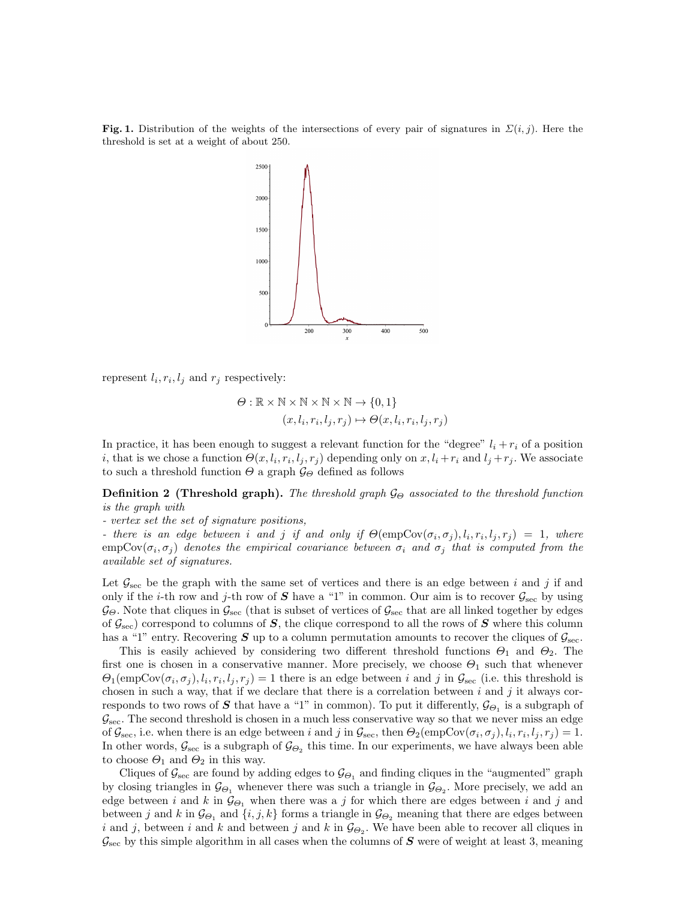**Fig. 1.** Distribution of the weights of the intersections of every pair of signatures in $\Sigma(i,j)$. Here the threshold is set at a weight of about 250.

represent $l_i, r_i, l_j$ and $r_j$ respectively:

$$\Theta : \mathbb{R} \times \mathbb{N} \times \mathbb{N} \times \mathbb{N} \times \mathbb{N} \to \{0,1\}$$
$$(x, l_i, r_i, l_j, r_j) \mapsto \Theta(x, l_i, r_i, l_j, r_j)$$

In practice, it has been enough to suggest a relevant function for the "degree" $l_i + r_i$ of a position $i$, that is we chose a function $\Theta(x, l_i, r_i, l_j, r_j)$ depending only on $x, l_i + r_i$ and $l_j + r_j$. We associate to such a threshold function $\Theta$ a graph $\mathcal{G}_\Theta$ defined as follows

**Definition 2 (Threshold graph).** *The threshold graph $\mathcal{G}_\Theta$ associated to the threshold function is the graph with*
*- vertex set the set of signature positions,*
*- there is an edge between $i$ and $j$ if and only if $\Theta(\text{empCov}(\sigma_i, \sigma_j), l_i, r_i, l_j, r_j) = 1$, where $\text{empCov}(\sigma_i, \sigma_j)$ denotes the empirical covariance between $\sigma_i$ and $\sigma_j$ that is computed from the available set of signatures.*

Let $\mathcal{G}_{\text{sec}}$ be the graph with the same set of vertices and there is an edge between $i$ and $j$ if and only if the $i$-th row and $j$-th row of $\boldsymbol{S}$ have a "1" in common. Our aim is to recover $\mathcal{G}_{\text{sec}}$ by using $\mathcal{G}_\Theta$. Note that cliques in $\mathcal{G}_{\text{sec}}$ (that is subset of vertices of $\mathcal{G}_{\text{sec}}$ that are all linked together by edges of $\mathcal{G}_{\text{sec}}$) correspond to columns of $\boldsymbol{S}$, the clique correspond to all the rows of $\boldsymbol{S}$ where this column has a "1" entry. Recovering $\boldsymbol{S}$ up to a column permutation amounts to recover the cliques of $\mathcal{G}_{\text{sec}}$.

This is easily achieved by considering two different threshold functions $\Theta_1$ and $\Theta_2$. The first one is chosen in a conservative manner. More precisely, we choose $\Theta_1$ such that whenever $\Theta_1(\text{empCov}(\sigma_i, \sigma_j), l_i, r_i, l_j, r_j) = 1$ there is an edge between $i$ and $j$ in $\mathcal{G}_{\text{sec}}$ (i.e. this threshold is chosen in such a way, that if we declare that there is a correlation between $i$ and $j$ it always corresponds to two rows of $\boldsymbol{S}$ that have a "1" in common). To put it differently, $\mathcal{G}_{\Theta_1}$ is a subgraph of $\mathcal{G}_{\text{sec}}$. The second threshold is chosen in a much less conservative way so that we never miss an edge of $\mathcal{G}_{\text{sec}}$, i.e. when there is an edge between $i$ and $j$ in $\mathcal{G}_{\text{sec}}$, then $\Theta_2(\text{empCov}(\sigma_i, \sigma_j), l_i, r_i, l_j, r_j) = 1$. In other words, $\mathcal{G}_{\text{sec}}$ is a subgraph of $\mathcal{G}_{\Theta_2}$ this time. In our experiments, we have always been able to choose $\Theta_1$ and $\Theta_2$ in this way.

Cliques of $\mathcal{G}_{\text{sec}}$ are found by adding edges to $\mathcal{G}_{\Theta_1}$ and finding cliques in the "augmented" graph by closing triangles in $\mathcal{G}_{\Theta_1}$ whenever there was such a triangle in $\mathcal{G}_{\Theta_2}$. More precisely, we add an edge between $i$ and $k$ in $\mathcal{G}_{\Theta_1}$ when there was a $j$ for which there are edges between $i$ and $j$ and between $j$ and $k$ in $\mathcal{G}_{\Theta_1}$ and $\{i, j, k\}$ forms a triangle in $\mathcal{G}_{\Theta_2}$ meaning that there are edges between $i$ and $j$, between $i$ and $k$ and between $j$ and $k$ in $\mathcal{G}_{\Theta_2}$. We have been able to recover all cliques in $\mathcal{G}_{\text{sec}}$ by this simple algorithm in all cases when the columns of $\boldsymbol{S}$ were of weight at least 3, meaning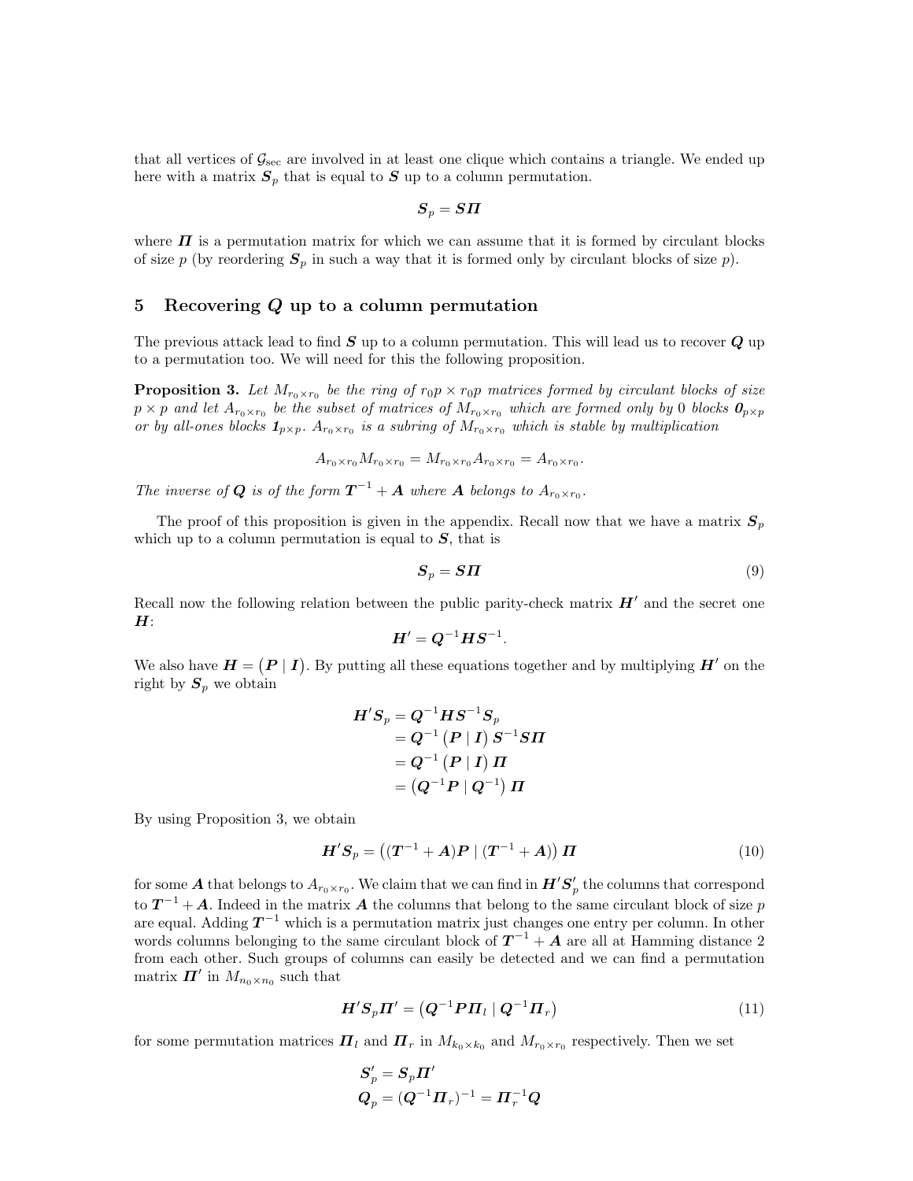that all vertices of $\mathcal{G}_{\text{sec}}$ are involved in at least one clique which contains a triangle. We ended up here with a matrix $\boldsymbol{S}_p$ that is equal to $\boldsymbol{S}$ up to a column permutation.

$$\boldsymbol{S}_p = \boldsymbol{S}\boldsymbol{\Pi}$$

where $\boldsymbol{\Pi}$ is a permutation matrix for which we can assume that it is formed by circulant blocks of size $p$ (by reordering $\boldsymbol{S}_p$ in such a way that it is formed only by circulant blocks of size $p$).

## 5 Recovering $Q$ up to a column permutation

The previous attack lead to find $\boldsymbol{S}$ up to a column permutation. This will lead us to recover $\boldsymbol{Q}$ up to a permutation too. We will need for this the following proposition.

**Proposition 3.** *Let $M_{r_0 \times r_0}$ be the ring of $r_0 p \times r_0 p$ matrices formed by circulant blocks of size $p \times p$ and let $A_{r_0 \times r_0}$ be the subset of matrices of $M_{r_0 \times r_0}$ which are formed only by 0 blocks $\boldsymbol{0}_{p\times p}$ or by all-ones blocks $\boldsymbol{1}_{p\times p}$. $A_{r_0\times r_0}$ is a subring of $M_{r_0\times r_0}$ which is stable by multiplication*

$$A_{r_0\times r_0} M_{r_0\times r_0} = M_{r_0\times r_0} A_{r_0\times r_0} = A_{r_0\times r_0}.$$

*The inverse of $\boldsymbol{Q}$ is of the form $\boldsymbol{T}^{-1} + \boldsymbol{A}$ where $\boldsymbol{A}$ belongs to $A_{r_0\times r_0}$.*

The proof of this proposition is given in the appendix. Recall now that we have a matrix $\boldsymbol{S}_p$ which up to a column permutation is equal to $\boldsymbol{S}$, that is

$$\boldsymbol{S}_p = \boldsymbol{S}\boldsymbol{\Pi} \tag{9}$$

Recall now the following relation between the public parity-check matrix $\boldsymbol{H}'$ and the secret one $\boldsymbol{H}$:

$$\boldsymbol{H}' = \boldsymbol{Q}^{-1}\boldsymbol{H}\boldsymbol{S}^{-1}.$$

We also have $\boldsymbol{H} = \left(\boldsymbol{P} \mid \boldsymbol{I}\right)$. By putting all these equations together and by multiplying $\boldsymbol{H}'$ on the right by $\boldsymbol{S}_p$ we obtain

$$\begin{aligned}
\boldsymbol{H}'\boldsymbol{S}_p &= \boldsymbol{Q}^{-1}\boldsymbol{H}\boldsymbol{S}^{-1}\boldsymbol{S}_p \\
&= \boldsymbol{Q}^{-1}\left(\boldsymbol{P} \mid \boldsymbol{I}\right)\boldsymbol{S}^{-1}\boldsymbol{S}\boldsymbol{\Pi} \\
&= \boldsymbol{Q}^{-1}\left(\boldsymbol{P} \mid \boldsymbol{I}\right)\boldsymbol{\Pi} \\
&= \left(\boldsymbol{Q}^{-1}\boldsymbol{P} \mid \boldsymbol{Q}^{-1}\right)\boldsymbol{\Pi}
\end{aligned}$$

By using Proposition 3, we obtain

$$\boldsymbol{H}'\boldsymbol{S}_p = \left((\boldsymbol{T}^{-1}+\boldsymbol{A})\boldsymbol{P} \mid (\boldsymbol{T}^{-1}+\boldsymbol{A})\right)\boldsymbol{\Pi} \tag{10}$$

for some $\boldsymbol{A}$ that belongs to $A_{r_0\times r_0}$. We claim that we can find in $\boldsymbol{H}'\boldsymbol{S}'_p$ the columns that correspond to $\boldsymbol{T}^{-1}+\boldsymbol{A}$. Indeed in the matrix $\boldsymbol{A}$ the columns that belong to the same circulant block of size $p$ are equal. Adding $\boldsymbol{T}^{-1}$ which is a permutation matrix just changes one entry per column. In other words columns belonging to the same circulant block of $\boldsymbol{T}^{-1}+\boldsymbol{A}$ are all at Hamming distance 2 from each other. Such groups of columns can easily be detected and we can find a permutation matrix $\boldsymbol{\Pi}'$ in $M_{n_0\times n_0}$ such that

$$\boldsymbol{H}'\boldsymbol{S}_p\boldsymbol{\Pi}' = \left(\boldsymbol{Q}^{-1}\boldsymbol{P}\boldsymbol{\Pi}_l \mid \boldsymbol{Q}^{-1}\boldsymbol{\Pi}_r\right) \tag{11}$$

for some permutation matrices $\boldsymbol{\Pi}_l$ and $\boldsymbol{\Pi}_r$ in $M_{k_0\times k_0}$ and $M_{r_0\times r_0}$ respectively. Then we set

$$\begin{aligned}
\boldsymbol{S}'_p &= \boldsymbol{S}_p\boldsymbol{\Pi}' \\
\boldsymbol{Q}_p &= (\boldsymbol{Q}^{-1}\boldsymbol{\Pi}_r)^{-1} = \boldsymbol{\Pi}_r^{-1}\boldsymbol{Q}
\end{aligned}$$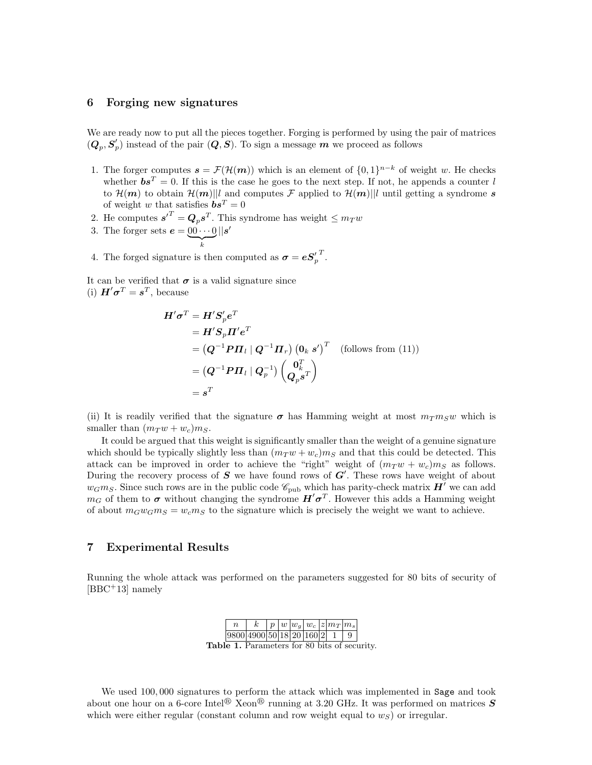## 6 Forging new signatures

We are ready now to put all the pieces together. Forging is performed by using the pair of matrices $(\boldsymbol{Q}_p, \boldsymbol{S}'_p)$ instead of the pair $(\boldsymbol{Q}, \boldsymbol{S})$. To sign a message $\boldsymbol{m}$ we proceed as follows

1. The forger computes $\boldsymbol{s} = \mathcal{F}(\mathcal{H}(\boldsymbol{m}))$ which is an element of $\{0,1\}^{n-k}$ of weight $w$. He checks whether $\boldsymbol{b}\boldsymbol{s}^T = 0$. If this is the case he goes to the next step. If not, he appends a counter $l$ to $\mathcal{H}(\boldsymbol{m})$ to obtain $\mathcal{H}(\boldsymbol{m})||l$ and computes $\mathcal{F}$ applied to $\mathcal{H}(\boldsymbol{m})||l$ until getting a syndrome $\boldsymbol{s}$ of weight $w$ that satisfies $\boldsymbol{b}\boldsymbol{s}^T = 0$
2. He computes ${\boldsymbol{s}'}^T = \boldsymbol{Q}_p \boldsymbol{s}^T$. This syndrome has weight $\leq m_T w$
3. The forger sets $\boldsymbol{e} = \underbrace{00\cdots 0}_{k}||\boldsymbol{s}'$
4. The forged signature is then computed as $\boldsymbol{\sigma} = \boldsymbol{e}{\boldsymbol{S}'_p}^T$.

It can be verified that $\boldsymbol{\sigma}$ is a valid signature since
(i) $\boldsymbol{H}'\boldsymbol{\sigma}^T = \boldsymbol{s}^T$, because

$$
\begin{aligned}
\boldsymbol{H}'\boldsymbol{\sigma}^T &= \boldsymbol{H}'\boldsymbol{S}'_p\boldsymbol{e}^T \\
&= \boldsymbol{H}'\boldsymbol{S}_p\boldsymbol{\Pi}'\boldsymbol{e}^T \\
&= \left(\boldsymbol{Q}^{-1}\boldsymbol{P}\boldsymbol{\Pi}_l \mid \boldsymbol{Q}^{-1}\boldsymbol{\Pi}_r\right)\left(\boldsymbol{0}_k\ \boldsymbol{s}'\right)^T \quad \text{(follows from (11))} \\
&= \left(\boldsymbol{Q}^{-1}\boldsymbol{P}\boldsymbol{\Pi}_l \mid \boldsymbol{Q}_p^{-1}\right)\begin{pmatrix}\boldsymbol{0}_k^T \\ \boldsymbol{Q}_p\boldsymbol{s}^T\end{pmatrix} \\
&= \boldsymbol{s}^T
\end{aligned}
$$

(ii) It is readily verified that the signature $\boldsymbol{\sigma}$ has Hamming weight at most $m_T m_S w$ which is smaller than $(m_T w + w_c)m_S$.

It could be argued that this weight is significantly smaller than the weight of a genuine signature which should be typically slightly less than $(m_T w + w_c)m_S$ and that this could be detected. This attack can be improved in order to achieve the "right" weight of $(m_T w + w_c)m_S$ as follows. During the recovery process of $\boldsymbol{S}$ we have found rows of $\boldsymbol{G}'$. These rows have weight of about $w_G m_S$. Since such rows are in the public code $\mathscr{C}_{\text{pub}}$ which has parity-check matrix $\boldsymbol{H}'$ we can add $m_G$ of them to $\boldsymbol{\sigma}$ without changing the syndrome $\boldsymbol{H}'\boldsymbol{\sigma}^T$. However this adds a Hamming weight of about $m_G w_G m_S = w_c m_S$ to the signature which is precisely the weight we want to achieve.

## 7 Experimental Results

Running the whole attack was performed on the parameters suggested for 80 bits of security of [BBC+13] namely

| $n$ | $k$ | $p$ | $w$ | $w_g$ | $w_c$ | $z$ | $m_T$ | $m_s$ |
|---|---|---|---|---|---|---|---|---|
| 9800 | 4900 | 50 | 18 | 20 | 160 | 2 | 1 | 9 |

**Table 1.** Parameters for 80 bits of security.

We used 100,000 signatures to perform the attack which was implemented in `Sage` and took about one hour on a 6-core Intel® Xeon® running at 3.20 GHz. It was performed on matrices $\boldsymbol{S}$ which were either regular (constant column and row weight equal to $w_S$) or irregular.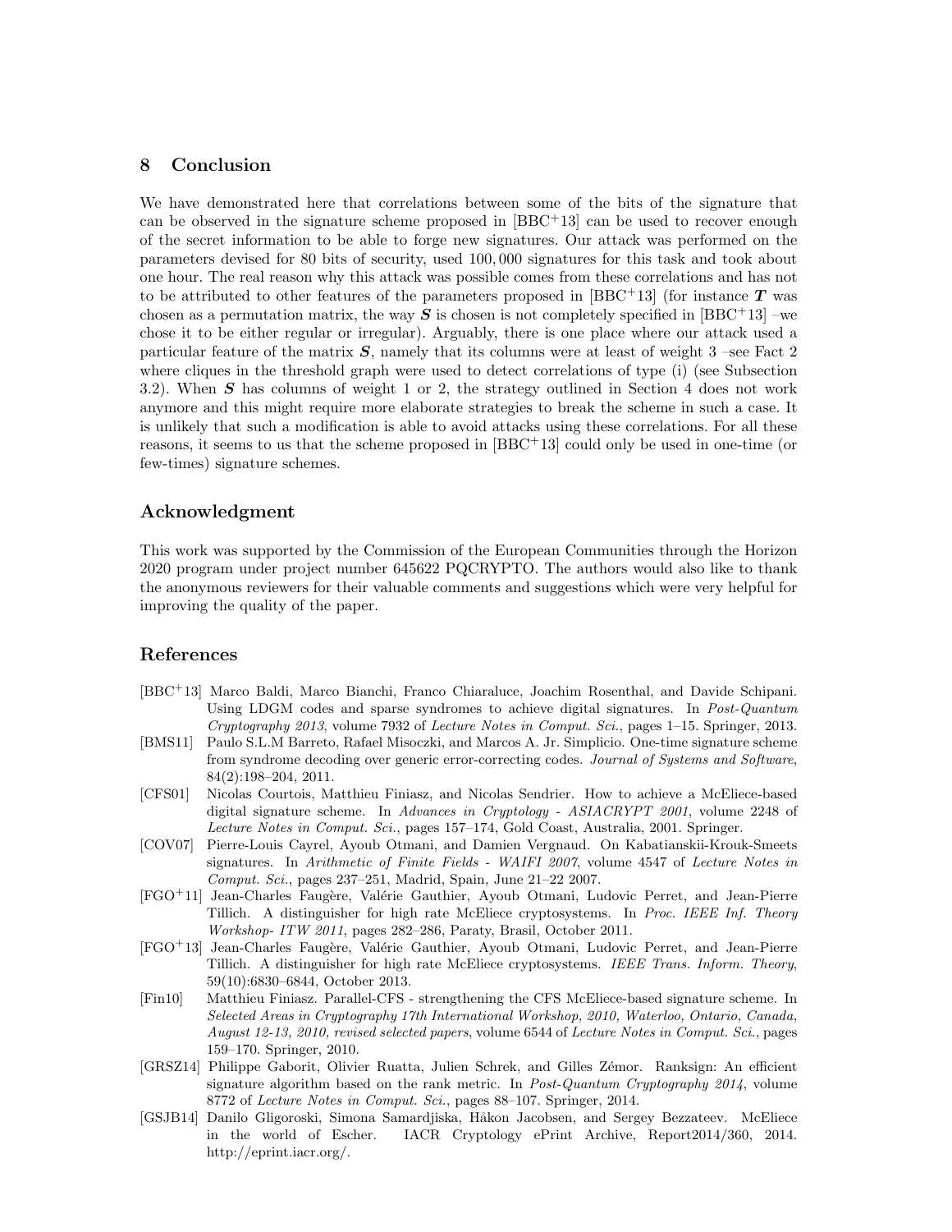## 8 Conclusion

We have demonstrated here that correlations between some of the bits of the signature that can be observed in the signature scheme proposed in [BBC+13] can be used to recover enough of the secret information to be able to forge new signatures. Our attack was performed on the parameters devised for 80 bits of security, used 100,000 signatures for this task and took about one hour. The real reason why this attack was possible comes from these correlations and has not to be attributed to other features of the parameters proposed in [BBC+13] (for instance $\boldsymbol{T}$ was chosen as a permutation matrix, the way $\boldsymbol{S}$ is chosen is not completely specified in [BBC+13] –we chose it to be either regular or irregular). Arguably, there is one place where our attack used a particular feature of the matrix $\boldsymbol{S}$, namely that its columns were at least of weight 3 –see Fact 2 where cliques in the threshold graph were used to detect correlations of type (i) (see Subsection 3.2). When $\boldsymbol{S}$ has columns of weight 1 or 2, the strategy outlined in Section 4 does not work anymore and this might require more elaborate strategies to break the scheme in such a case. It is unlikely that such a modification is able to avoid attacks using these correlations. For all these reasons, it seems to us that the scheme proposed in [BBC+13] could only be used in one-time (or few-times) signature schemes.

## Acknowledgment

This work was supported by the Commission of the European Communities through the Horizon 2020 program under project number 645622 PQCRYPTO. The authors would also like to thank the anonymous reviewers for their valuable comments and suggestions which were very helpful for improving the quality of the paper.

## References

[BBC+13] Marco Baldi, Marco Bianchi, Franco Chiaraluce, Joachim Rosenthal, and Davide Schipani. Using LDGM codes and sparse syndromes to achieve digital signatures. In *Post-Quantum Cryptography 2013*, volume 7932 of *Lecture Notes in Comput. Sci.*, pages 1–15. Springer, 2013.

[BMS11] Paulo S.L.M Barreto, Rafael Misoczki, and Marcos A. Jr. Simplicio. One-time signature scheme from syndrome decoding over generic error-correcting codes. *Journal of Systems and Software*, 84(2):198–204, 2011.

[CFS01] Nicolas Courtois, Matthieu Finiasz, and Nicolas Sendrier. How to achieve a McEliece-based digital signature scheme. In *Advances in Cryptology - ASIACRYPT 2001*, volume 2248 of *Lecture Notes in Comput. Sci.*, pages 157–174, Gold Coast, Australia, 2001. Springer.

[COV07] Pierre-Louis Cayrel, Ayoub Otmani, and Damien Vergnaud. On Kabatianskii-Krouk-Smeets signatures. In *Arithmetic of Finite Fields - WAIFI 2007*, volume 4547 of *Lecture Notes in Comput. Sci.*, pages 237–251, Madrid, Spain, June 21–22 2007.

[FGO+11] Jean-Charles Faugère, Valérie Gauthier, Ayoub Otmani, Ludovic Perret, and Jean-Pierre Tillich. A distinguisher for high rate McEliece cryptosystems. In *Proc. IEEE Inf. Theory Workshop- ITW 2011*, pages 282–286, Paraty, Brasil, October 2011.

[FGO+13] Jean-Charles Faugère, Valérie Gauthier, Ayoub Otmani, Ludovic Perret, and Jean-Pierre Tillich. A distinguisher for high rate McEliece cryptosystems. *IEEE Trans. Inform. Theory*, 59(10):6830–6844, October 2013.

[Fin10] Matthieu Finiasz. Parallel-CFS - strengthening the CFS McEliece-based signature scheme. In *Selected Areas in Cryptography 17th International Workshop, 2010, Waterloo, Ontario, Canada, August 12-13, 2010, revised selected papers*, volume 6544 of *Lecture Notes in Comput. Sci.*, pages 159–170. Springer, 2010.

[GRSZ14] Philippe Gaborit, Olivier Ruatta, Julien Schrek, and Gilles Zémor. Ranksign: An efficient signature algorithm based on the rank metric. In *Post-Quantum Cryptography 2014*, volume 8772 of *Lecture Notes in Comput. Sci.*, pages 88–107. Springer, 2014.

[GSJB14] Danilo Gligoroski, Simona Samardjiska, Håkon Jacobsen, and Sergey Bezzateev. McEliece in the world of Escher. IACR Cryptology ePrint Archive, Report2014/360, 2014. http://eprint.iacr.org/.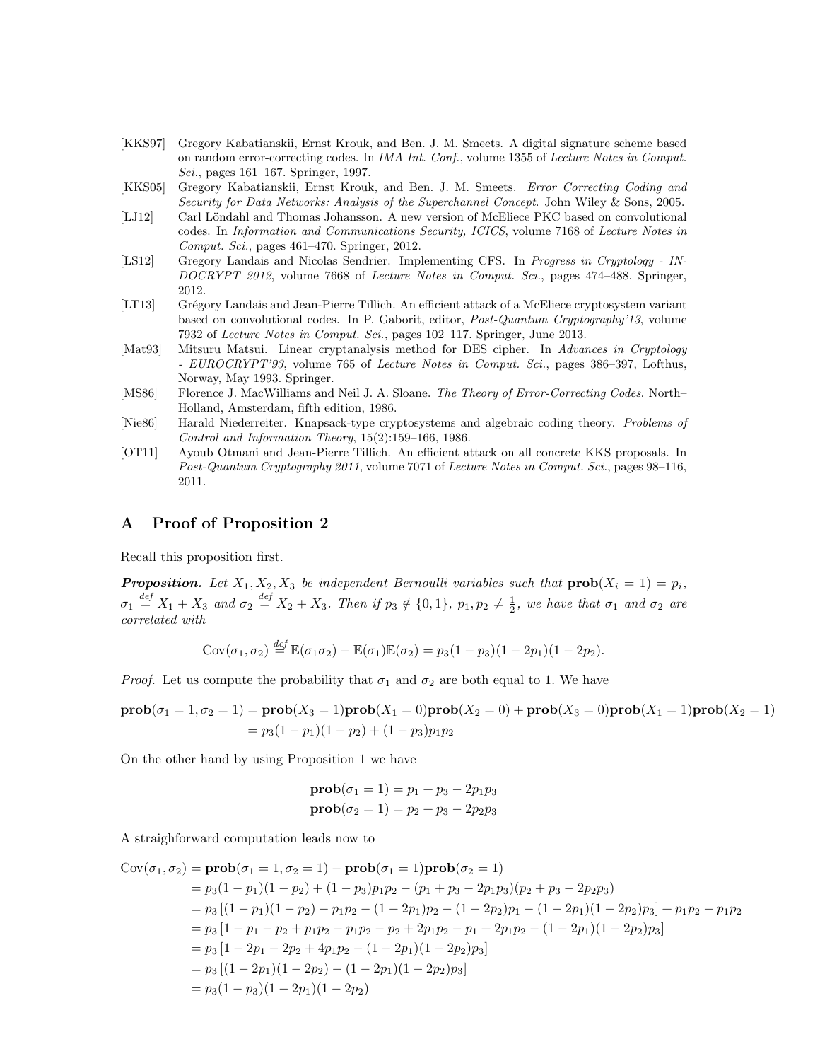[KKS97] Gregory Kabatianskii, Ernst Krouk, and Ben. J. M. Smeets. A digital signature scheme based on random error-correcting codes. In *IMA Int. Conf.*, volume 1355 of *Lecture Notes in Comput. Sci.*, pages 161–167. Springer, 1997.

[KKS05] Gregory Kabatianskii, Ernst Krouk, and Ben. J. M. Smeets. *Error Correcting Coding and Security for Data Networks: Analysis of the Superchannel Concept.* John Wiley & Sons, 2005.

[LJ12] Carl Löndahl and Thomas Johansson. A new version of McEliece PKC based on convolutional codes. In *Information and Communications Security, ICICS*, volume 7168 of *Lecture Notes in Comput. Sci.*, pages 461–470. Springer, 2012.

[LS12] Gregory Landais and Nicolas Sendrier. Implementing CFS. In *Progress in Cryptology - INDOCRYPT 2012*, volume 7668 of *Lecture Notes in Comput. Sci.*, pages 474–488. Springer, 2012.

[LT13] Grégory Landais and Jean-Pierre Tillich. An efficient attack of a McEliece cryptosystem variant based on convolutional codes. In P. Gaborit, editor, *Post-Quantum Cryptography'13*, volume 7932 of *Lecture Notes in Comput. Sci.*, pages 102–117. Springer, June 2013.

[Mat93] Mitsuru Matsui. Linear cryptanalysis method for DES cipher. In *Advances in Cryptology - EUROCRYPT'93*, volume 765 of *Lecture Notes in Comput. Sci.*, pages 386–397, Lofthus, Norway, May 1993. Springer.

[MS86] Florence J. MacWilliams and Neil J. A. Sloane. *The Theory of Error-Correcting Codes.* North–Holland, Amsterdam, fifth edition, 1986.

[Nie86] Harald Niederreiter. Knapsack-type cryptosystems and algebraic coding theory. *Problems of Control and Information Theory*, 15(2):159–166, 1986.

[OT11] Ayoub Otmani and Jean-Pierre Tillich. An efficient attack on all concrete KKS proposals. In *Post-Quantum Cryptography 2011*, volume 7071 of *Lecture Notes in Comput. Sci.*, pages 98–116, 2011.

## A Proof of Proposition 2

Recall this proposition first.

***Proposition.*** *Let $X_1, X_2, X_3$ be independent Bernoulli variables such that $\mathbf{prob}(X_i = 1) = p_i$, $\sigma_1 \stackrel{def}{=} X_1 + X_3$ and $\sigma_2 \stackrel{def}{=} X_2 + X_3$. Then if $p_3 \notin \{0,1\}$, $p_1, p_2 \neq \frac{1}{2}$, we have that $\sigma_1$ and $\sigma_2$ are correlated with*

$$\mathrm{Cov}(\sigma_1, \sigma_2) \stackrel{def}{=} \mathbb{E}(\sigma_1\sigma_2) - \mathbb{E}(\sigma_1)\mathbb{E}(\sigma_2) = p_3(1-p_3)(1-2p_1)(1-2p_2).$$

*Proof.* Let us compute the probability that $\sigma_1$ and $\sigma_2$ are both equal to 1. We have

$$\begin{aligned}\mathbf{prob}(\sigma_1 = 1, \sigma_2 = 1) &= \mathbf{prob}(X_3 = 1)\mathbf{prob}(X_1 = 0)\mathbf{prob}(X_2 = 0) + \mathbf{prob}(X_3 = 0)\mathbf{prob}(X_1 = 1)\mathbf{prob}(X_2 = 1) \\ &= p_3(1-p_1)(1-p_2) + (1-p_3)p_1p_2\end{aligned}$$

On the other hand by using Proposition 1 we have

$$\begin{aligned}\mathbf{prob}(\sigma_1 = 1) &= p_1 + p_3 - 2p_1p_3 \\ \mathbf{prob}(\sigma_2 = 1) &= p_2 + p_3 - 2p_2p_3\end{aligned}$$

A straighforward computation leads now to

$$\begin{aligned}\mathrm{Cov}(\sigma_1, \sigma_2) &= \mathbf{prob}(\sigma_1 = 1, \sigma_2 = 1) - \mathbf{prob}(\sigma_1 = 1)\mathbf{prob}(\sigma_2 = 1) \\ &= p_3(1-p_1)(1-p_2) + (1-p_3)p_1p_2 - (p_1 + p_3 - 2p_1p_3)(p_2 + p_3 - 2p_2p_3) \\ &= p_3\left[(1-p_1)(1-p_2) - p_1p_2 - (1-2p_1)p_2 - (1-2p_2)p_1 - (1-2p_1)(1-2p_2)p_3\right] + p_1p_2 - p_1p_2 \\ &= p_3\left[1 - p_1 - p_2 + p_1p_2 - p_1p_2 - p_2 + 2p_1p_2 - p_1 + 2p_1p_2 - (1-2p_1)(1-2p_2)p_3\right] \\ &= p_3\left[1 - 2p_1 - 2p_2 + 4p_1p_2 - (1-2p_1)(1-2p_2)p_3\right] \\ &= p_3\left[(1-2p_1)(1-2p_2) - (1-2p_1)(1-2p_2)p_3\right] \\ &= p_3(1-p_3)(1-2p_1)(1-2p_2)\end{aligned}$$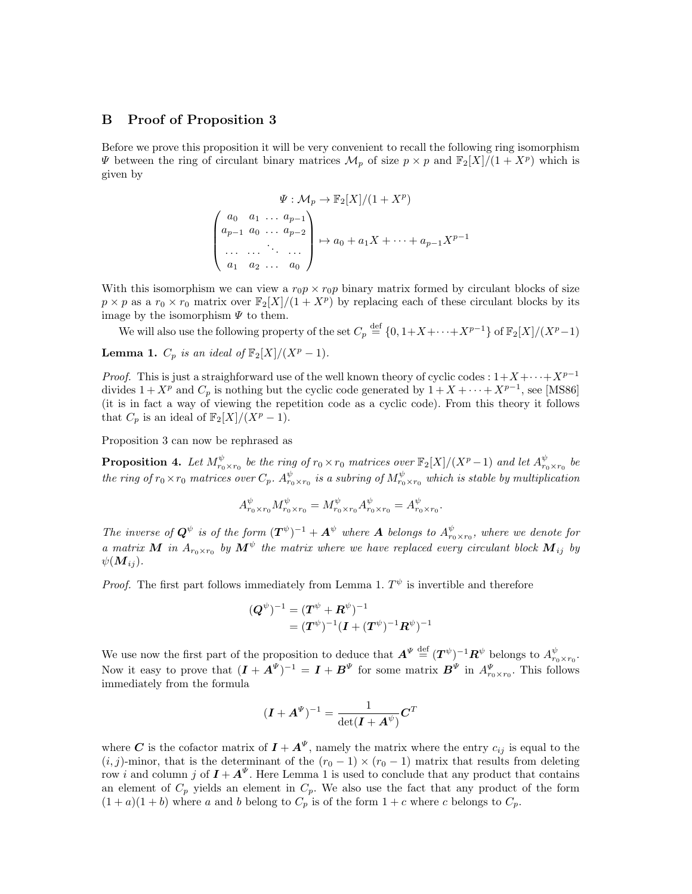## B Proof of Proposition 3

Before we prove this proposition it will be very convenient to recall the following ring isomorphism $\Psi$ between the ring of circulant binary matrices $\mathcal{M}_p$ of size $p \times p$ and $\mathbb{F}_2[X]/(1+X^p)$ which is given by

$$\Psi : \mathcal{M}_p \to \mathbb{F}_2[X]/(1+X^p)$$

$$\begin{pmatrix} a_0 & a_1 & \dots & a_{p-1} \\ a_{p-1} & a_0 & \dots & a_{p-2} \\ \dots & \dots & \ddots & \dots \\ a_1 & a_2 & \dots & a_0 \end{pmatrix} \mapsto a_0 + a_1 X + \dots + a_{p-1} X^{p-1}$$

With this isomorphism we can view a $r_0 p \times r_0 p$ binary matrix formed by circulant blocks of size $p \times p$ as a $r_0 \times r_0$ matrix over $\mathbb{F}_2[X]/(1+X^p)$ by replacing each of these circulant blocks by its image by the isomorphism $\Psi$ to them.

We will also use the following property of the set $C_p \stackrel{\text{def}}{=} \{0, 1+X+\dots+X^{p-1}\}$ of $\mathbb{F}_2[X]/(X^p-1)$

**Lemma 1.** *$C_p$ is an ideal of $\mathbb{F}_2[X]/(X^p-1)$.*

*Proof.* This is just a straighforward use of the well known theory of cyclic codes : $1+X+\dots+X^{p-1}$ divides $1+X^p$ and $C_p$ is nothing but the cyclic code generated by $1+X+\dots+X^{p-1}$, see [MS86] (it is in fact a way of viewing the repetition code as a cyclic code). From this theory it follows that $C_p$ is an ideal of $\mathbb{F}_2[X]/(X^p-1)$.

Proposition 3 can now be rephrased as

**Proposition 4.** *Let $M^{\psi}_{r_0 \times r_0}$ be the ring of $r_0 \times r_0$ matrices over $\mathbb{F}_2[X]/(X^p-1)$ and let $A^{\psi}_{r_0 \times r_0}$ be the ring of $r_0 \times r_0$ matrices over $C_p$. $A^{\psi}_{r_0 \times r_0}$ is a subring of $M^{\psi}_{r_0 \times r_0}$ which is stable by multiplication*

$$A^{\psi}_{r_0 \times r_0} M^{\psi}_{r_0 \times r_0} = M^{\psi}_{r_0 \times r_0} A^{\psi}_{r_0 \times r_0} = A^{\psi}_{r_0 \times r_0}.$$

*The inverse of $\boldsymbol{Q}^{\psi}$ is of the form $(\boldsymbol{T}^{\psi})^{-1} + \boldsymbol{A}^{\psi}$ where $\boldsymbol{A}$ belongs to $A^{\psi}_{r_0 \times r_0}$, where we denote for a matrix $\boldsymbol{M}$ in $A_{r_0 \times r_0}$ by $\boldsymbol{M}^{\psi}$ the matrix where we have replaced every circulant block $\boldsymbol{M}_{ij}$ by $\psi(\boldsymbol{M}_{ij})$.*

*Proof.* The first part follows immediately from Lemma 1. $T^{\psi}$ is invertible and therefore

$$\begin{aligned} (\boldsymbol{Q}^{\psi})^{-1} &= (\boldsymbol{T}^{\psi} + \boldsymbol{R}^{\psi})^{-1} \\ &= (\boldsymbol{T}^{\psi})^{-1} (\boldsymbol{I} + (\boldsymbol{T}^{\psi})^{-1} \boldsymbol{R}^{\psi})^{-1} \end{aligned}$$

We use now the first part of the proposition to deduce that $\boldsymbol{A}^{\Psi} \stackrel{\text{def}}{=} (\boldsymbol{T}^{\psi})^{-1} \boldsymbol{R}^{\psi}$ belongs to $A^{\psi}_{r_0 \times r_0}$. Now it easy to prove that $(\boldsymbol{I} + \boldsymbol{A}^{\Psi})^{-1} = \boldsymbol{I} + \boldsymbol{B}^{\Psi}$ for some matrix $\boldsymbol{B}^{\Psi}$ in $A^{\Psi}_{r_0 \times r_0}$. This follows immediately from the formula

$$(\boldsymbol{I} + \boldsymbol{A}^{\Psi})^{-1} = \frac{1}{\det(\boldsymbol{I} + \boldsymbol{A}^{\psi})} \boldsymbol{C}^T$$

where $\boldsymbol{C}$ is the cofactor matrix of $\boldsymbol{I} + \boldsymbol{A}^{\Psi}$, namely the matrix where the entry $c_{ij}$ is equal to the $(i,j)$-minor, that is the determinant of the $(r_0-1) \times (r_0-1)$ matrix that results from deleting row $i$ and column $j$ of $\boldsymbol{I} + \boldsymbol{A}^{\Psi}$. Here Lemma 1 is used to conclude that any product that contains an element of $C_p$ yields an element in $C_p$. We also use the fact that any product of the form $(1+a)(1+b)$ where $a$ and $b$ belong to $C_p$ is of the form $1+c$ where $c$ belongs to $C_p$.